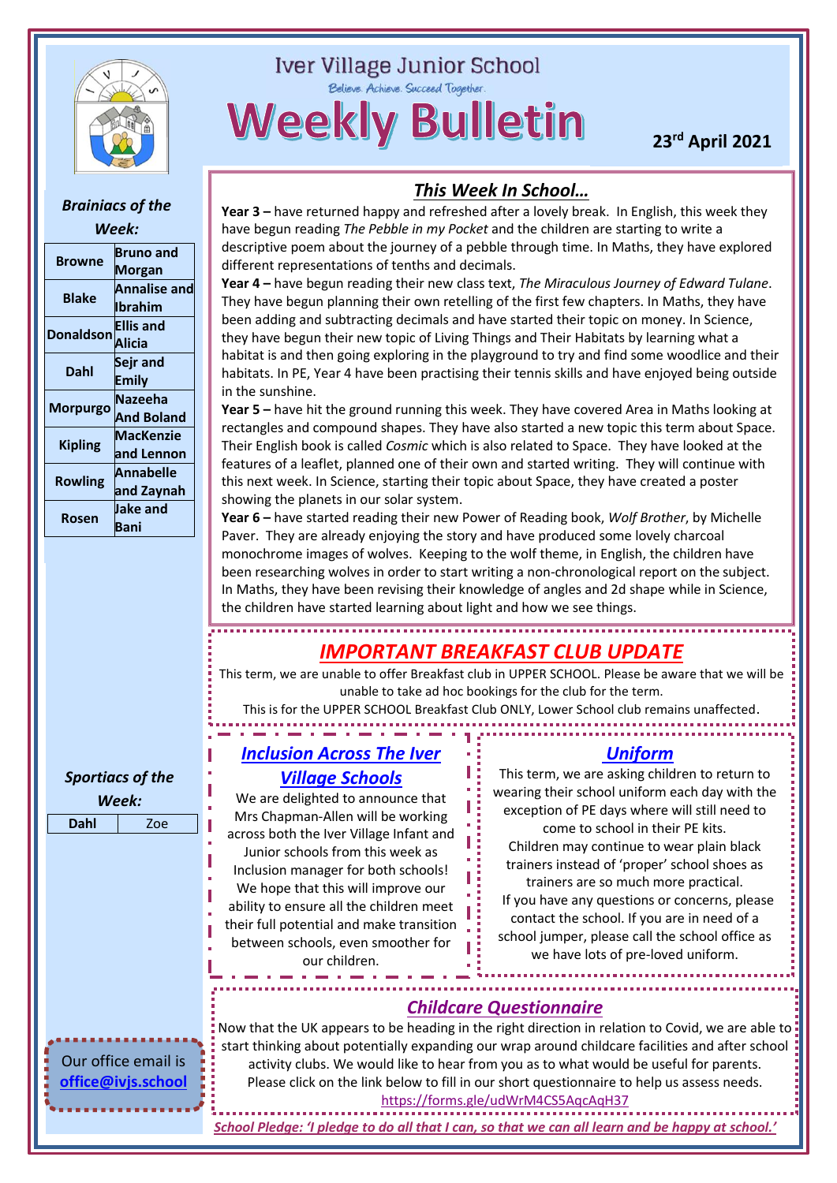# Iver Village Junior School

*Believe. Achieve. Succeed Together.*

# Weekly Bulletin

**23rd April 2021**

## *This Week In School…*

**Year 3 –** have returned happy and refreshed after a lovely break. In English, this week they have begun reading *The Pebble in my Pocket* and the children are starting to write a descriptive poem about the journey of a pebble through time. In Maths, they have explored different representations of tenths and decimals.

**Year 4 –** have begun reading their new class text, *The Miraculous Journey of Edward Tulane*. They have begun planning their own retelling of the first few chapters. In Maths, they have been adding and subtracting decimals and have started their topic on money. In Science, they have begun their new topic of Living Things and Their Habitats by learning what a habitat is and then going exploring in the playground to try and find some woodlice and their habitats. In PE, Year 4 have been practising their tennis skills and have enjoyed being outside in the sunshine.

**Year 5 –** have hit the ground running this week. They have covered Area in Maths looking at rectangles and compound shapes. They have also started a new topic this term about Space. Their English book is called *Cosmic* which is also related to Space. They have looked at the features of a leaflet, planned one of their own and started writing. They will continue with this next week. In Science, starting their topic about Space, they have created a poster showing the planets in our solar system.

**Year 6 –** have started reading their new Power of Reading book, *Wolf Brother*, by Michelle Paver. They are already enjoying the story and have produced some lovely charcoal monochrome images of wolves. Keeping to the wolf theme, in English, the children have been researching wolves in order to start writing a non-chronological report on the subject. In Maths, they have been revising their knowledge of angles and 2d shape while in Science, the children have started learning about light and how we see things.

### *Brainiacs of the Week:*

| | |
|---|---|
| **Browne** | **Bruno and Morgan** |
| **Blake** | **Annalise and Ibrahim** |
| **Donaldson** | **Ellis and Alicia** |
| **Dahl** | **Sejr and Emily** |
| **Morpurgo** | **Nazeeha And Boland** |
| **Kipling** | **MacKenzie and Lennon** |
| **Rowling** | **Annabelle and Zaynah** |
| **Rosen** | **Jake and Bani** |

### *Sportiacs of the Week:*

| | |
|---|---|
| **Dahl** | Zoe |

## *IMPORTANT BREAKFAST CLUB UPDATE*

This term, we are unable to offer Breakfast club in UPPER SCHOOL. Please be aware that we will be unable to take ad hoc bookings for the club for the term.

This is for the UPPER SCHOOL Breakfast Club ONLY, Lower School club remains unaffected.

## *Inclusion Across The Iver Village Schools*

We are delighted to announce that Mrs Chapman-Allen will be working across both the Iver Village Infant and Junior schools from this week as Inclusion manager for both schools! We hope that this will improve our ability to ensure all the children meet their full potential and make transition between schools, even smoother for our children.

## *Uniform*

This term, we are asking children to return to wearing their school uniform each day with the exception of PE days where will still need to come to school in their PE kits.

Children may continue to wear plain black trainers instead of 'proper' school shoes as trainers are so much more practical.

If you have any questions or concerns, please contact the school. If you are in need of a school jumper, please call the school office as we have lots of pre-loved uniform.

## *Childcare Questionnaire*

Now that the UK appears to be heading in the right direction in relation to Covid, we are able to start thinking about potentially expanding our wrap around childcare facilities and after school activity clubs. We would like to hear from you as to what would be useful for parents. Please click on the link below to fill in our short questionnaire to help us assess needs.

https://forms.gle/udWrM4CS5AqcAqH37

Our office email is **office@ivjs.school**

*School Pledge: 'I pledge to do all that I can, so that we can all learn and be happy at school.'*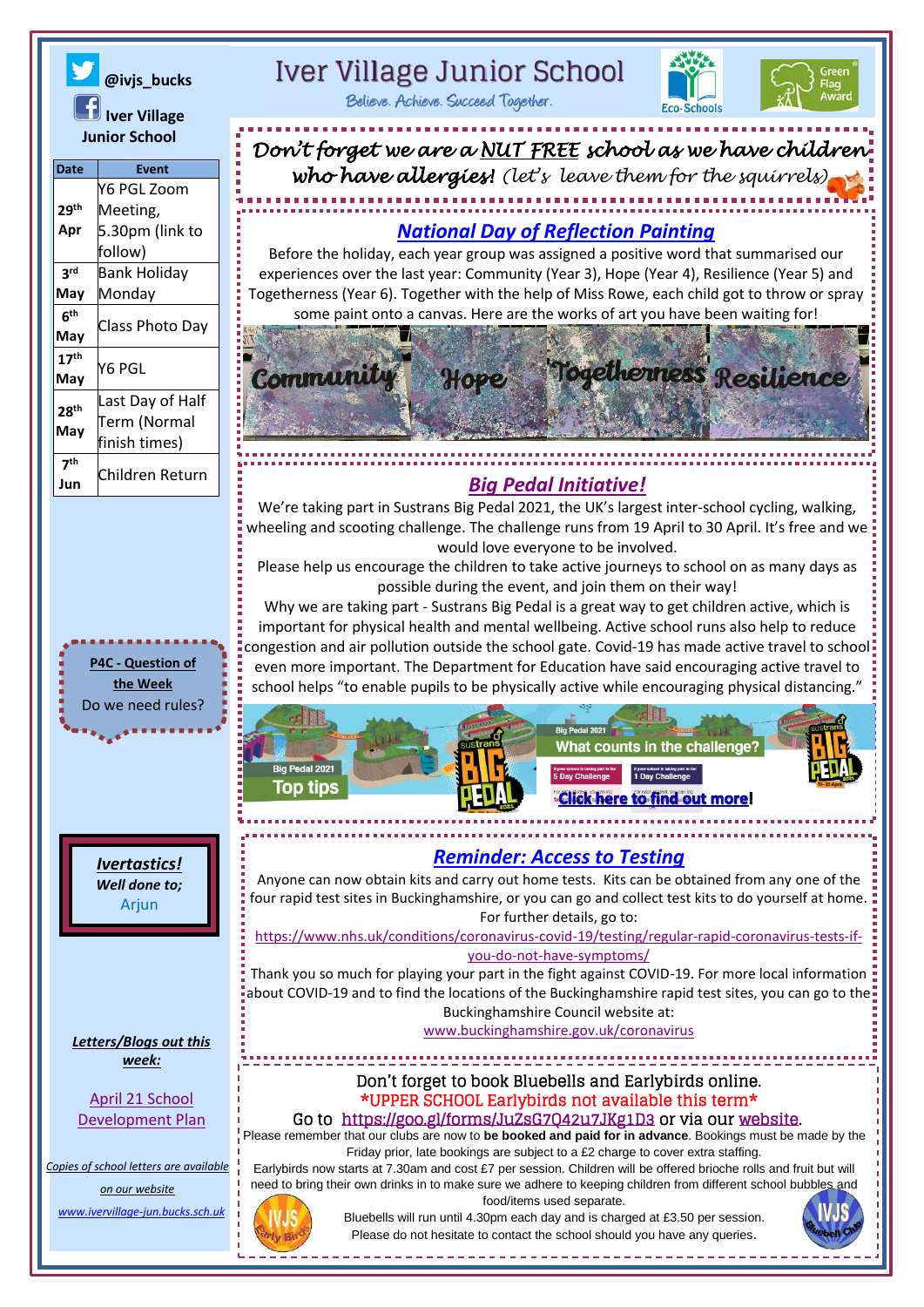@ivjs_bucks

Iver Village Junior School

| Date | Event |
|---|---|
| 29th Apr | Y6 PGL Zoom Meeting, 5.30pm (link to follow) |
| 3rd May | Bank Holiday Monday |
| 6th May | Class Photo Day |
| 17th May | Y6 PGL |
| 28th May | Last Day of Half Term (Normal finish times) |
| 7th Jun | Children Return |

**P4C - Question of the Week**

Do we need rules?

***Ivertastics!***

***Well done to;***

Arjun

***Letters/Blogs out this week:***

April 21 School Development Plan

*Copies of school letters are available on our website*

*www.ivervillage-jun.bucks.sch.uk*

# Iver Village Junior School

*Believe. Achieve. Succeed Together.*

Eco-Schools

Green Flag Award

***Don't forget we are a NUT FREE school as we have children who have allergies!*** *(let's leave them for the squirrels)*

## *National Day of Reflection Painting*

Before the holiday, each year group was assigned a positive word that summarised our experiences over the last year: Community (Year 3), Hope (Year 4), Resilience (Year 5) and Togetherness (Year 6). Together with the help of Miss Rowe, each child got to throw or spray some paint onto a canvas. Here are the works of art you have been waiting for!

Community Hope Togetherness Resilience

## *Big Pedal Initiative!*

We're taking part in Sustrans Big Pedal 2021, the UK's largest inter-school cycling, walking, wheeling and scooting challenge. The challenge runs from 19 April to 30 April. It's free and we would love everyone to be involved.

Please help us encourage the children to take active journeys to school on as many days as possible during the event, and join them on their way!

Why we are taking part - Sustrans Big Pedal is a great way to get children active, which is important for physical health and mental wellbeing. Active school runs also help to reduce congestion and air pollution outside the school gate. Covid-19 has made active travel to school even more important. The Department for Education have said encouraging active travel to school helps "to enable pupils to be physically active while encouraging physical distancing."

Big Pedal 2021 Top tips

Big Pedal 2021 What counts in the challenge?

5 Day Challenge 1 Day Challenge

**Click here to find out more!**

## *Reminder: Access to Testing*

Anyone can now obtain kits and carry out home tests. Kits can be obtained from any one of the four rapid test sites in Buckinghamshire, or you can go and collect test kits to do yourself at home. For further details, go to:

https://www.nhs.uk/conditions/coronavirus-covid-19/testing/regular-rapid-coronavirus-tests-if-you-do-not-have-symptoms/

Thank you so much for playing your part in the fight against COVID-19. For more local information about COVID-19 and to find the locations of the Buckinghamshire rapid test sites, you can go to the Buckinghamshire Council website at:

www.buckinghamshire.gov.uk/coronavirus

Don't forget to book Bluebells and Earlybirds online.

*UPPER SCHOOL Earlybirds not available this term*

Go to https://goo.gl/forms/JuZsG7Q42u7JKg1D3 or via our website.

Please remember that our clubs are now to **be booked and paid for in advance**. Bookings must be made by the Friday prior, late bookings are subject to a £2 charge to cover extra staffing.

Earlybirds now starts at 7.30am and cost £7 per session. Children will be offered brioche rolls and fruit but will need to bring their own drinks in to make sure we adhere to keeping children from different school bubbles and food/items used separate.

Bluebells will run until 4.30pm each day and is charged at £3.50 per session.

Please do not hesitate to contact the school should you have any queries.